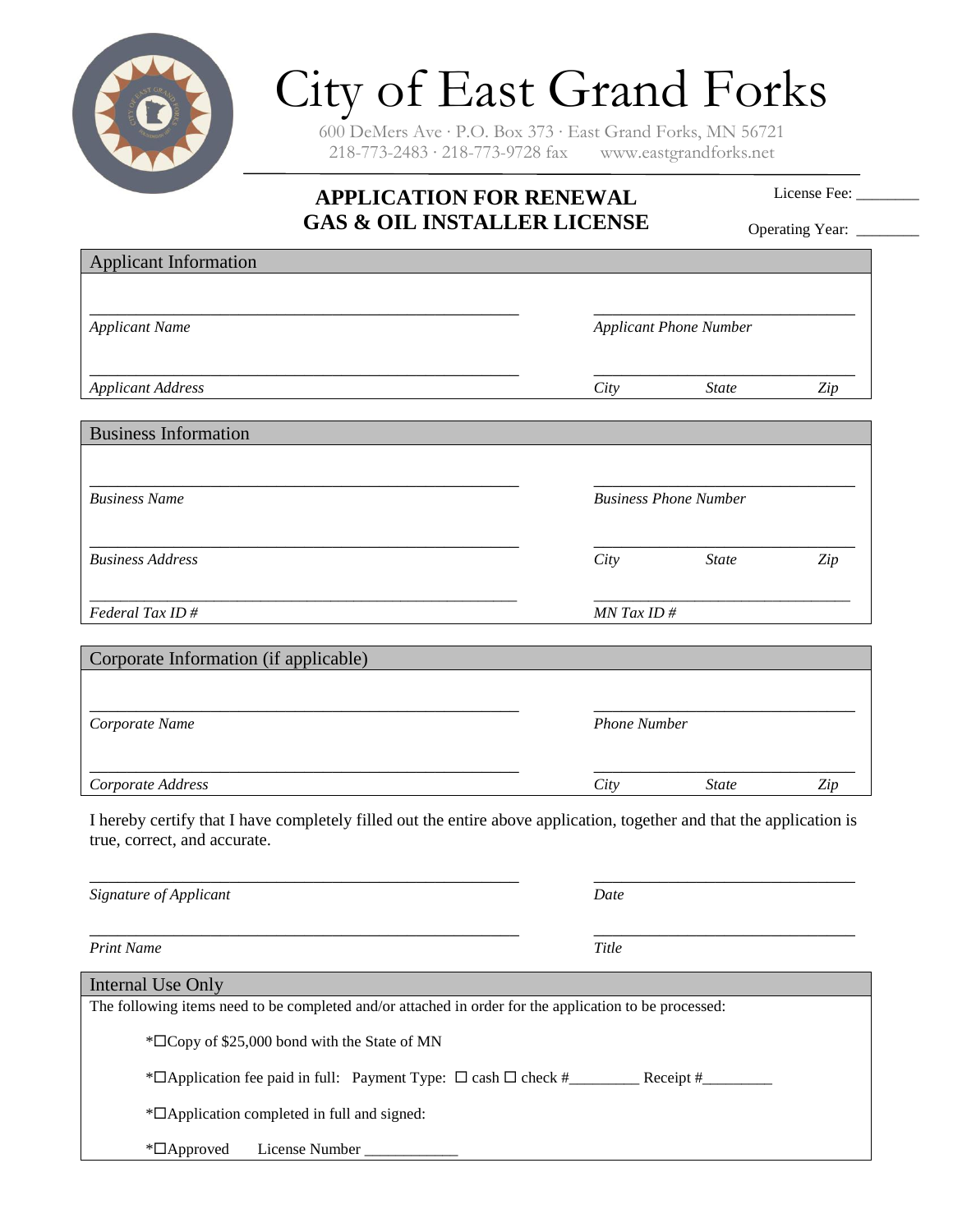# City of East Grand Forks

600 DeMers Ave · P.O. Box 373 · East Grand Forks, MN 56721
218-773-2483 · 218-773-9728 fax www.eastgrandforks.net

## APPLICATION FOR RENEWAL GAS & OIL INSTALLER LICENSE

License Fee: ________

Operating Year: ________

### Applicant Information

_______________________________________________ _______________________________

*Applicant Name* *Applicant Phone Number*

_______________________________________________ _______________________________

*Applicant Address* *City* *State* *Zip*

### Business Information

_______________________________________________ _______________________________

*Business Name* *Business Phone Number*

_______________________________________________ _______________________________

*Business Address* *City* *State* *Zip*

_______________________________________________ _______________________________

*Federal Tax ID #* *MN Tax ID #*

### Corporate Information (if applicable)

_______________________________________________ _______________________________

*Corporate Name* *Phone Number*

_______________________________________________ _______________________________

*Corporate Address* *City* *State* *Zip*

I hereby certify that I have completely filled out the entire above application, together and that the application is true, correct, and accurate.

_______________________________________________ _______________________________

*Signature of Applicant* *Date*

_______________________________________________ _______________________________

*Print Name* *Title*

### Internal Use Only

The following items need to be completed and/or attached in order for the application to be processed:

*☐Copy of $25,000 bond with the State of MN

*☐Application fee paid in full: Payment Type: ☐ cash ☐ check #_________ Receipt #_________

*☐Application completed in full and signed:

*☐Approved License Number ____________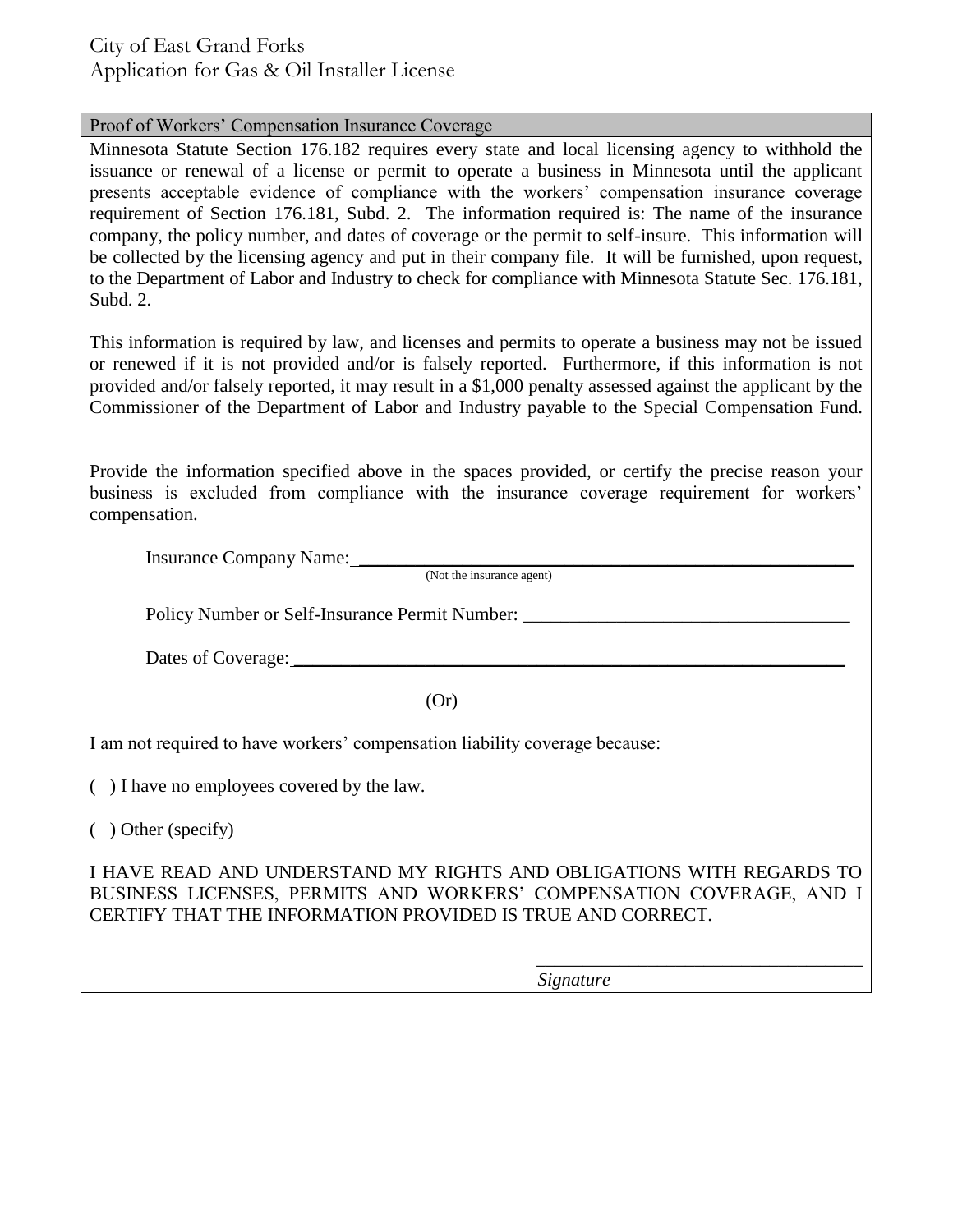City of East Grand Forks
Application for Gas & Oil Installer License

## Proof of Workers' Compensation Insurance Coverage

Minnesota Statute Section 176.182 requires every state and local licensing agency to withhold the issuance or renewal of a license or permit to operate a business in Minnesota until the applicant presents acceptable evidence of compliance with the workers' compensation insurance coverage requirement of Section 176.181, Subd. 2. The information required is: The name of the insurance company, the policy number, and dates of coverage or the permit to self-insure. This information will be collected by the licensing agency and put in their company file. It will be furnished, upon request, to the Department of Labor and Industry to check for compliance with Minnesota Statute Sec. 176.181, Subd. 2.

This information is required by law, and licenses and permits to operate a business may not be issued or renewed if it is not provided and/or is falsely reported. Furthermore, if this information is not provided and/or falsely reported, it may result in a $1,000 penalty assessed against the applicant by the Commissioner of the Department of Labor and Industry payable to the Special Compensation Fund.

Provide the information specified above in the spaces provided, or certify the precise reason your business is excluded from compliance with the insurance coverage requirement for workers' compensation.

Insurance Company Name: ______________________________________________
(Not the insurance agent)

Policy Number or Self-Insurance Permit Number: ____________________________

Dates of Coverage: ____________________________________________________

(Or)

I am not required to have workers' compensation liability coverage because:

( ) I have no employees covered by the law.

( ) Other (specify)

I HAVE READ AND UNDERSTAND MY RIGHTS AND OBLIGATIONS WITH REGARDS TO BUSINESS LICENSES, PERMITS AND WORKERS' COMPENSATION COVERAGE, AND I CERTIFY THAT THE INFORMATION PROVIDED IS TRUE AND CORRECT.

____________________________________
*Signature*